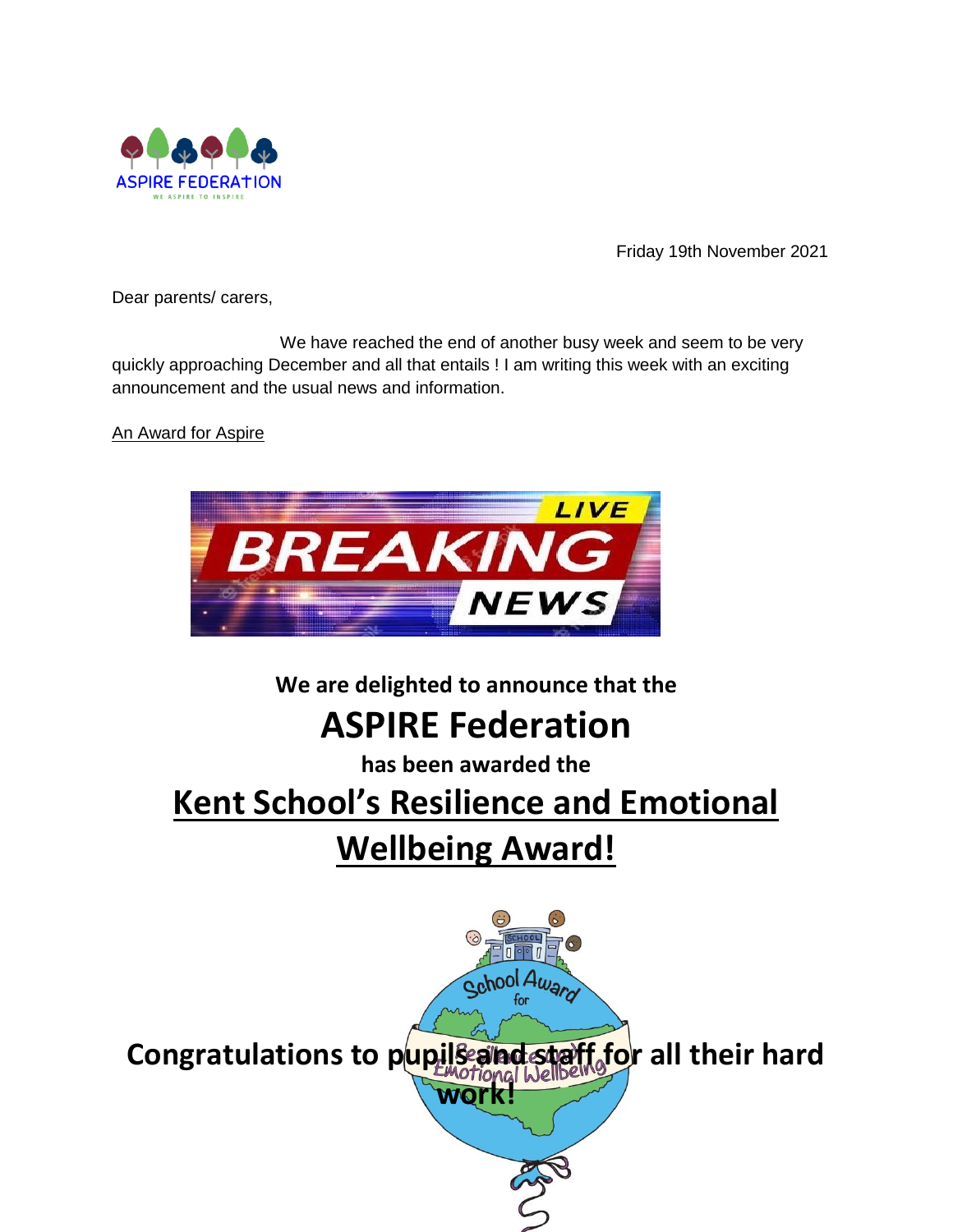Friday 19th November 2021

Dear parents/ carers,

We have reached the end of another busy week and seem to be very quickly approaching December and all that entails ! I am writing this week with an exciting announcement and the usual news and information.

An Award for Aspire

**We are delighted to announce that the**

# ASPIRE Federation

**has been awarded the**

## Kent School's Resilience and Emotional Wellbeing Award!

**Congratulations to pupils and staff for all their hard work!**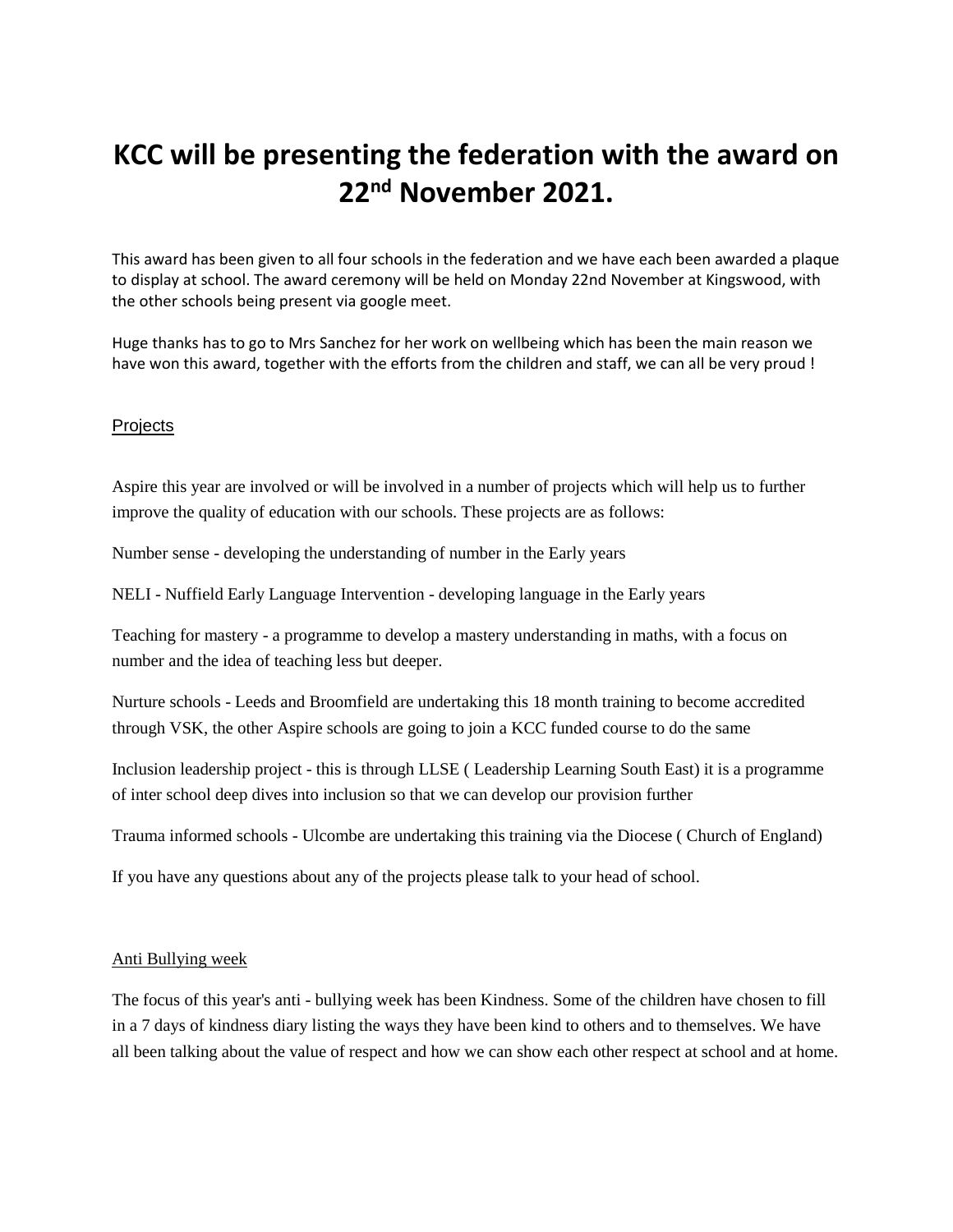# KCC will be presenting the federation with the award on 22nd November 2021.

This award has been given to all four schools in the federation and we have each been awarded a plaque to display at school. The award ceremony will be held on Monday 22nd November at Kingswood, with the other schools being present via google meet.

Huge thanks has to go to Mrs Sanchez for her work on wellbeing which has been the main reason we have won this award, together with the efforts from the children and staff, we can all be very proud !

## Projects

Aspire this year are involved or will be involved in a number of projects which will help us to further improve the quality of education with our schools. These projects are as follows:

Number sense - developing the understanding of number in the Early years

NELI - Nuffield Early Language Intervention - developing language in the Early years

Teaching for mastery - a programme to develop a mastery understanding in maths, with a focus on number and the idea of teaching less but deeper.

Nurture schools - Leeds and Broomfield are undertaking this 18 month training to become accredited through VSK, the other Aspire schools are going to join a KCC funded course to do the same

Inclusion leadership project - this is through LLSE ( Leadership Learning South East) it is a programme of inter school deep dives into inclusion so that we can develop our provision further

Trauma informed schools - Ulcombe are undertaking this training via the Diocese ( Church of England)

If you have any questions about any of the projects please talk to your head of school.

## Anti Bullying week

The focus of this year's anti - bullying week has been Kindness. Some of the children have chosen to fill in a 7 days of kindness diary listing the ways they have been kind to others and to themselves. We have all been talking about the value of respect and how we can show each other respect at school and at home.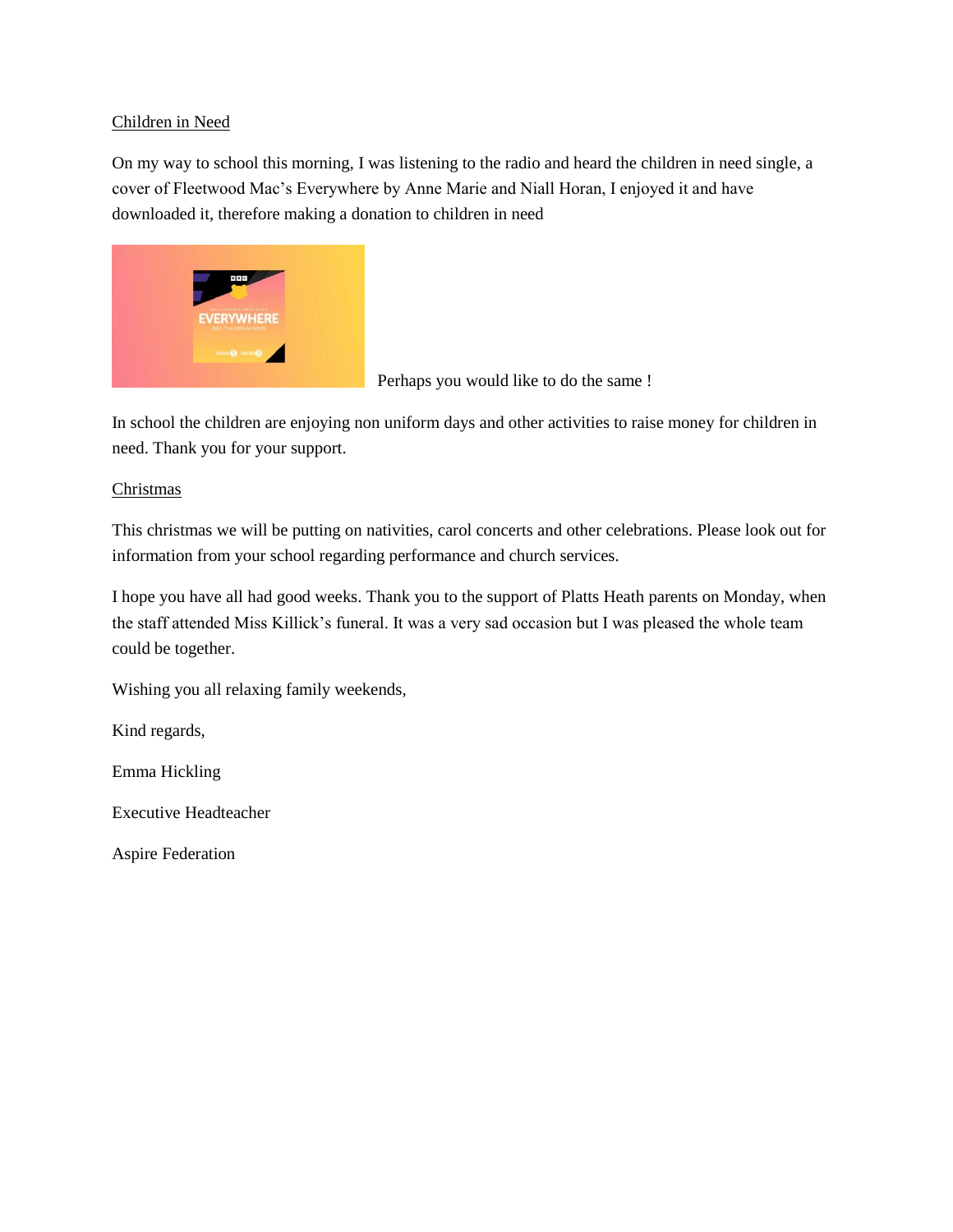Children in Need

On my way to school this morning, I was listening to the radio and heard the children in need single, a cover of Fleetwood Mac's Everywhere by Anne Marie and Niall Horan, I enjoyed it and have downloaded it, therefore making a donation to children in need

Perhaps you would like to do the same !

In school the children are enjoying non uniform days and other activities to raise money for children in need. Thank you for your support.

Christmas

This christmas we will be putting on nativities, carol concerts and other celebrations. Please look out for information from your school regarding performance and church services.

I hope you have all had good weeks. Thank you to the support of Platts Heath parents on Monday, when the staff attended Miss Killick's funeral. It was a very sad occasion but I was pleased the whole team could be together.

Wishing you all relaxing family weekends,

Kind regards,

Emma Hickling

Executive Headteacher

Aspire Federation